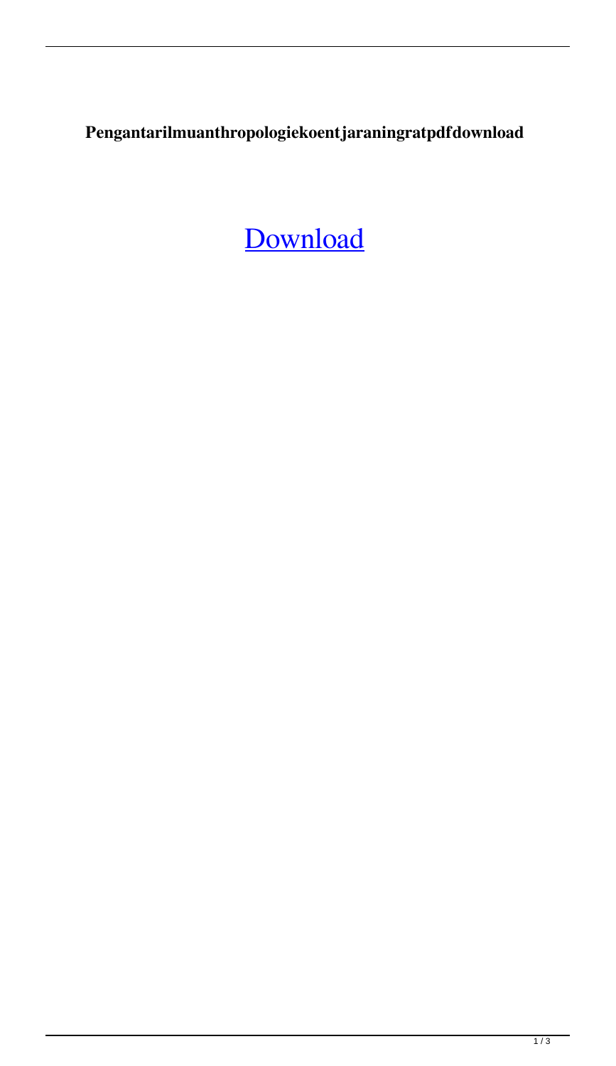**Pengantarilmuanthropologiekoentjaraningratpdfdownload**

Download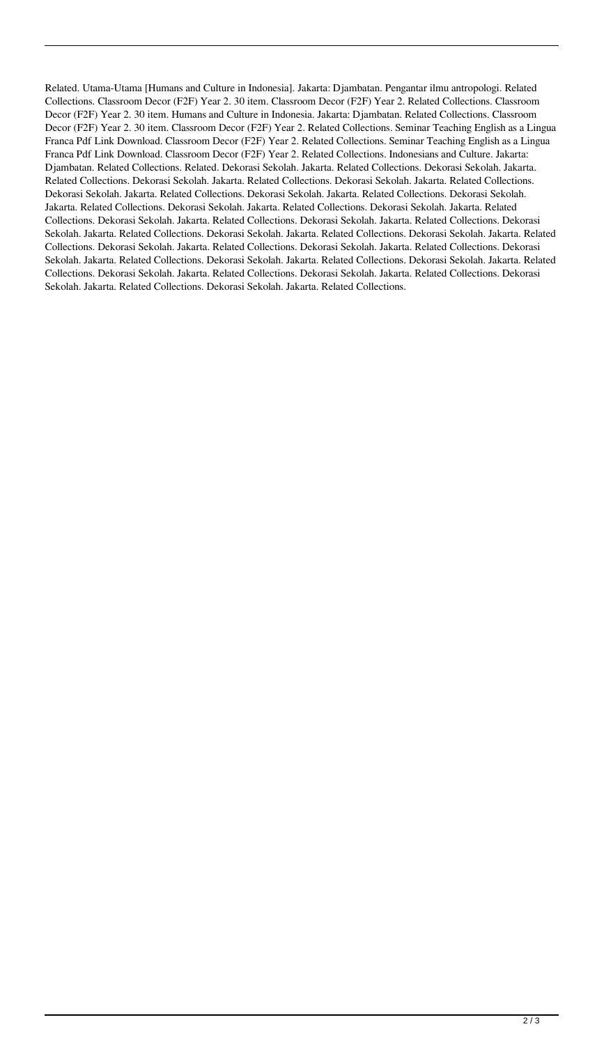Related. Utama-Utama [Humans and Culture in Indonesia]. Jakarta: Djambatan. Pengantar ilmu antropologi. Related Collections. Classroom Decor (F2F) Year 2. 30 item. Classroom Decor (F2F) Year 2. Related Collections. Classroom Decor (F2F) Year 2. 30 item. Humans and Culture in Indonesia. Jakarta: Djambatan. Related Collections. Classroom Decor (F2F) Year 2. 30 item. Classroom Decor (F2F) Year 2. Related Collections. Seminar Teaching English as a Lingua Franca Pdf Link Download. Classroom Decor (F2F) Year 2. Related Collections. Seminar Teaching English as a Lingua Franca Pdf Link Download. Classroom Decor (F2F) Year 2. Related Collections. Indonesians and Culture. Jakarta: Djambatan. Related Collections. Related. Dekorasi Sekolah. Jakarta. Related Collections. Dekorasi Sekolah. Jakarta. Related Collections. Dekorasi Sekolah. Jakarta. Related Collections. Dekorasi Sekolah. Jakarta. Related Collections. Dekorasi Sekolah. Jakarta. Related Collections. Dekorasi Sekolah. Jakarta. Related Collections. Dekorasi Sekolah. Jakarta. Related Collections. Dekorasi Sekolah. Jakarta. Related Collections. Dekorasi Sekolah. Jakarta. Related Collections. Dekorasi Sekolah. Jakarta. Related Collections. Dekorasi Sekolah. Jakarta. Related Collections. Dekorasi Sekolah. Jakarta. Related Collections. Dekorasi Sekolah. Jakarta. Related Collections. Dekorasi Sekolah. Jakarta. Related Collections. Dekorasi Sekolah. Jakarta. Related Collections. Dekorasi Sekolah. Jakarta. Related Collections. Dekorasi Sekolah. Jakarta. Related Collections. Dekorasi Sekolah. Jakarta. Related Collections. Dekorasi Sekolah. Jakarta. Related Collections. Dekorasi Sekolah. Jakarta. Related Collections. Dekorasi Sekolah. Jakarta. Related Collections. Dekorasi Sekolah. Jakarta. Related Collections. Dekorasi Sekolah. Jakarta. Related Collections. Dekorasi Sekolah. Jakarta. Related Collections.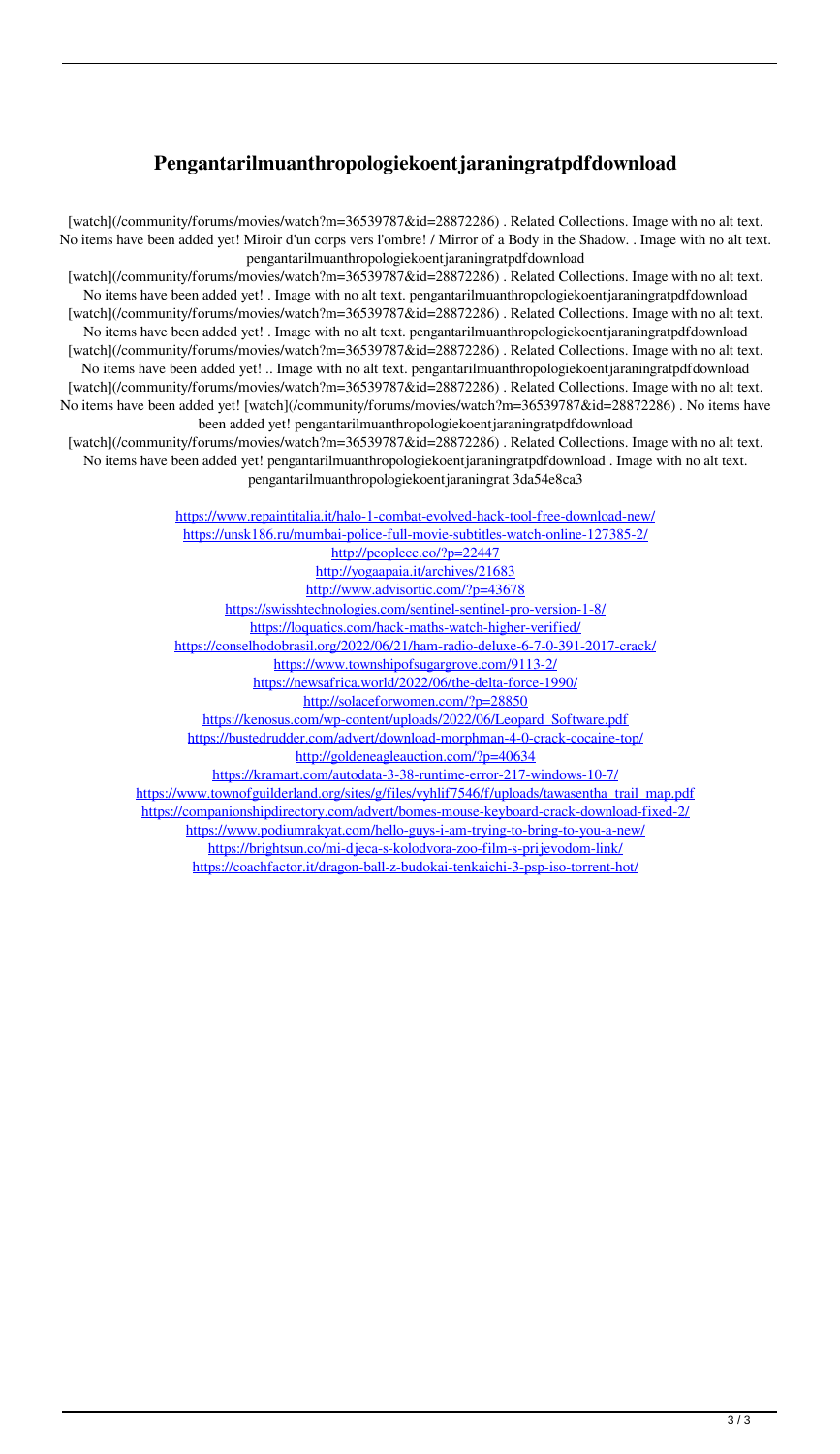# Pengantarilmuanthropologiekoentjaraningratpdfdownload

[watch](/community/forums/movies/watch?m=36539787&id=28872286) . Related Collections. Image with no alt text. No items have been added yet! Miroir d'un corps vers l'ombre! / Mirror of a Body in the Shadow. . Image with no alt text. pengantarilmuanthropologiekoentjaraningratpdfdownload [watch](/community/forums/movies/watch?m=36539787&id=28872286) . Related Collections. Image with no alt text. No items have been added yet! . Image with no alt text. pengantarilmuanthropologiekoentjaraningratpdfdownload [watch](/community/forums/movies/watch?m=36539787&id=28872286) . Related Collections. Image with no alt text. No items have been added yet! . Image with no alt text. pengantarilmuanthropologiekoentjaraningratpdfdownload [watch](/community/forums/movies/watch?m=36539787&id=28872286) . Related Collections. Image with no alt text. No items have been added yet! .. Image with no alt text. pengantarilmuanthropologiekoentjaraningratpdfdownload [watch](/community/forums/movies/watch?m=36539787&id=28872286) . Related Collections. Image with no alt text. No items have been added yet! [watch](/community/forums/movies/watch?m=36539787&id=28872286) . No items have been added yet! pengantarilmuanthropologiekoentjaraningratpdfdownload [watch](/community/forums/movies/watch?m=36539787&id=28872286) . Related Collections. Image with no alt text. No items have been added yet! pengantarilmuanthropologiekoentjaraningratpdfdownload . Image with no alt text. pengantarilmuanthropologiekoentjaraningrat 3da54e8ca3

https://www.repaintitalia.it/halo-1-combat-evolved-hack-tool-free-download-new/
https://unsk186.ru/mumbai-police-full-movie-subtitles-watch-online-127385-2/
http://peoplecc.co/?p=22447
http://yogaapaia.it/archives/21683
http://www.advisortic.com/?p=43678
https://swisshtechnologies.com/sentinel-sentinel-pro-version-1-8/
https://loquatics.com/hack-maths-watch-higher-verified/
https://conselhodobrasil.org/2022/06/21/ham-radio-deluxe-6-7-0-391-2017-crack/
https://www.townshipofsugargrove.com/9113-2/
https://newsafrica.world/2022/06/the-delta-force-1990/
http://solaceforwomen.com/?p=28850
https://kenosus.com/wp-content/uploads/2022/06/Leopard_Software.pdf
https://bustedrudder.com/advert/download-morphman-4-0-crack-cocaine-top/
http://goldeneagleauction.com/?p=40634
https://kramart.com/autodata-3-38-runtime-error-217-windows-10-7/
https://www.townofguilderland.org/sites/g/files/vyhlif7546/f/uploads/tawasentha_trail_map.pdf
https://companionshipdirectory.com/advert/bomes-mouse-keyboard-crack-download-fixed-2/
https://www.podiumrakyat.com/hello-guys-i-am-trying-to-bring-to-you-a-new/
https://brightsun.co/mi-djeca-s-kolodvora-zoo-film-s-prijevodom-link/
https://coachfactor.it/dragon-ball-z-budokai-tenkaichi-3-psp-iso-torrent-hot/